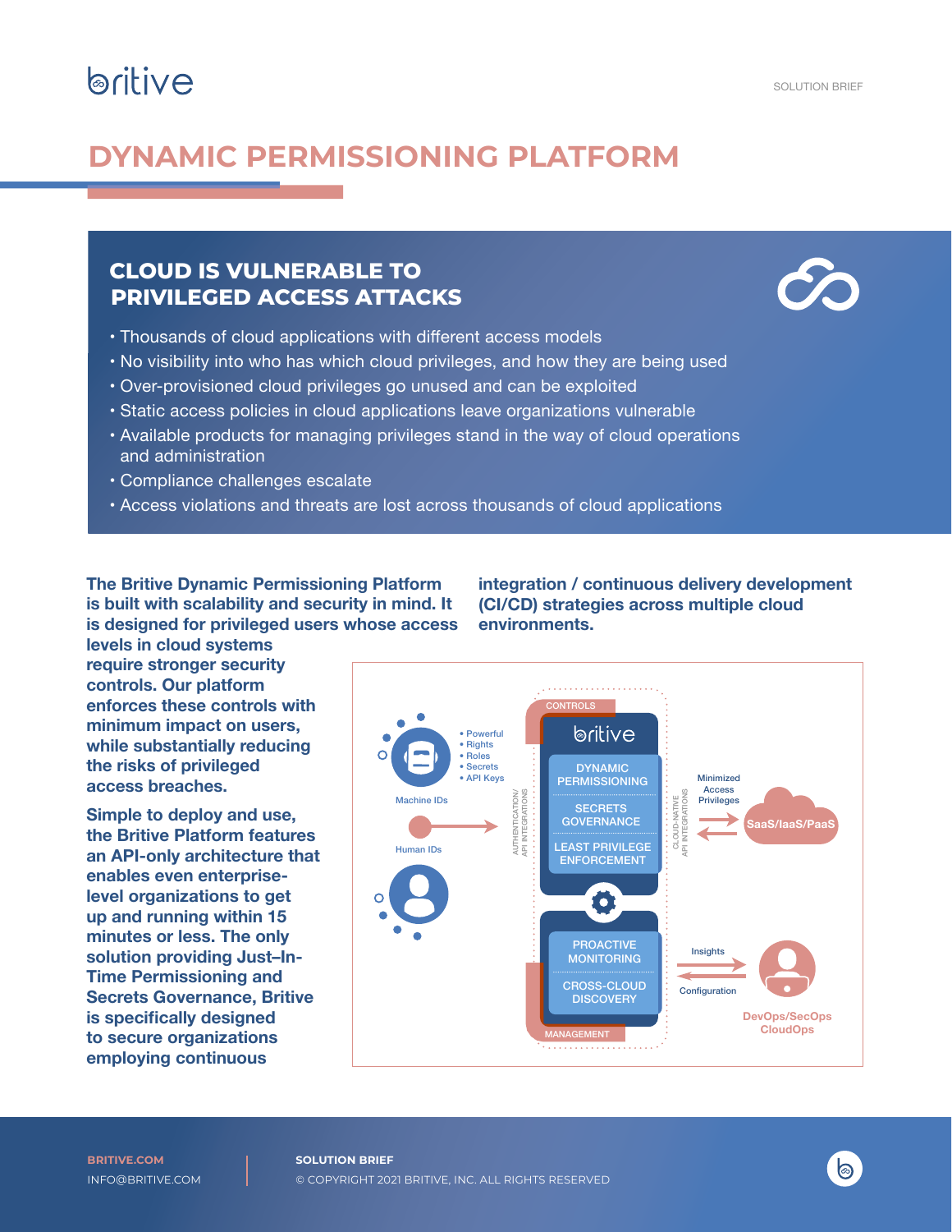britive

SOLUTION BRIEF

# DYNAMIC PERMISSIONING PLATFORM

## CLOUD IS VULNERABLE TO PRIVILEGED ACCESS ATTACKS

- Thousands of cloud applications with different access models
- No visibility into who has which cloud privileges, and how they are being used
- Over-provisioned cloud privileges go unused and can be exploited
- Static access policies in cloud applications leave organizations vulnerable
- Available products for managing privileges stand in the way of cloud operations and administration
- Compliance challenges escalate
- Access violations and threats are lost across thousands of cloud applications

**The Britive Dynamic Permissioning Platform is built with scalability and security in mind. It is designed for privileged users whose access levels in cloud systems require stronger security controls. Our platform enforces these controls with minimum impact on users, while substantially reducing the risks of privileged access breaches.**

**Simple to deploy and use, the Britive Platform features an API-only architecture that enables even enterprise-level organizations to get up and running within 15 minutes or less. The only solution providing Just–In-Time Permissioning and Secrets Governance, Britive is specifically designed to secure organizations employing continuous integration / continuous delivery development (CI/CD) strategies across multiple cloud environments.**

Machine IDs
- Powerful
- Rights
- Roles
- Secrets
- API Keys

Human IDs

AUTHENTICATION/ API INTEGRATIONS

CONTROLS

britive

DYNAMIC PERMISSIONING

SECRETS GOVERNANCE

LEAST PRIVILEGE ENFORCEMENT

PROACTIVE MONITORING

CROSS-CLOUD DISCOVERY

MANAGEMENT

CLOUD-NATIVE API INTEGRATIONS

Minimized Access Privileges

SaaS/IaaS/PaaS

Insights

Configuration

DevOps/SecOps CloudOps

BRITIVE.COM
INFO@BRITIVE.COM

SOLUTION BRIEF
© COPYRIGHT 2021 BRITIVE, INC. ALL RIGHTS RESERVED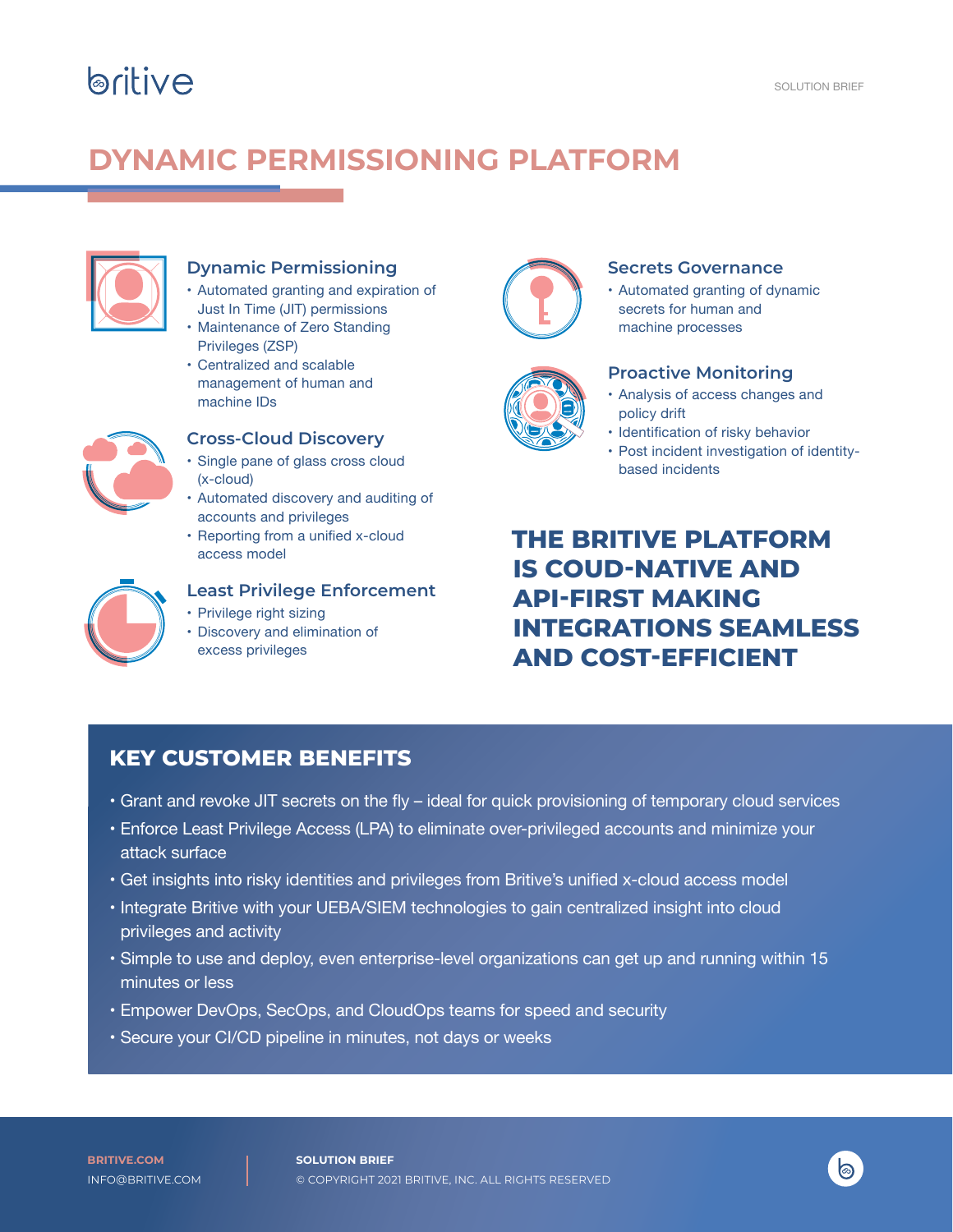britive

SOLUTION BRIEF

# DYNAMIC PERMISSIONING PLATFORM

### Dynamic Permissioning

- Automated granting and expiration of Just In Time (JIT) permissions
- Maintenance of Zero Standing Privileges (ZSP)
- Centralized and scalable management of human and machine IDs

### Cross-Cloud Discovery

- Single pane of glass cross cloud (x-cloud)
- Automated discovery and auditing of accounts and privileges
- Reporting from a unified x-cloud access model

### Least Privilege Enforcement

- Privilege right sizing
- Discovery and elimination of excess privileges

### Secrets Governance

- Automated granting of dynamic secrets for human and machine processes

### Proactive Monitoring

- Analysis of access changes and policy drift
- Identification of risky behavior
- Post incident investigation of identity-based incidents

**THE BRITIVE PLATFORM IS COUD-NATIVE AND API-FIRST MAKING INTEGRATIONS SEAMLESS AND COST-EFFICIENT**

## KEY CUSTOMER BENEFITS

- Grant and revoke JIT secrets on the fly – ideal for quick provisioning of temporary cloud services
- Enforce Least Privilege Access (LPA) to eliminate over-privileged accounts and minimize your attack surface
- Get insights into risky identities and privileges from Britive's unified x-cloud access model
- Integrate Britive with your UEBA/SIEM technologies to gain centralized insight into cloud privileges and activity
- Simple to use and deploy, even enterprise-level organizations can get up and running within 15 minutes or less
- Empower DevOps, SecOps, and CloudOps teams for speed and security
- Secure your CI/CD pipeline in minutes, not days or weeks

BRITIVE.COM
INFO@BRITIVE.COM

SOLUTION BRIEF
© COPYRIGHT 2021 BRITIVE, INC. ALL RIGHTS RESERVED